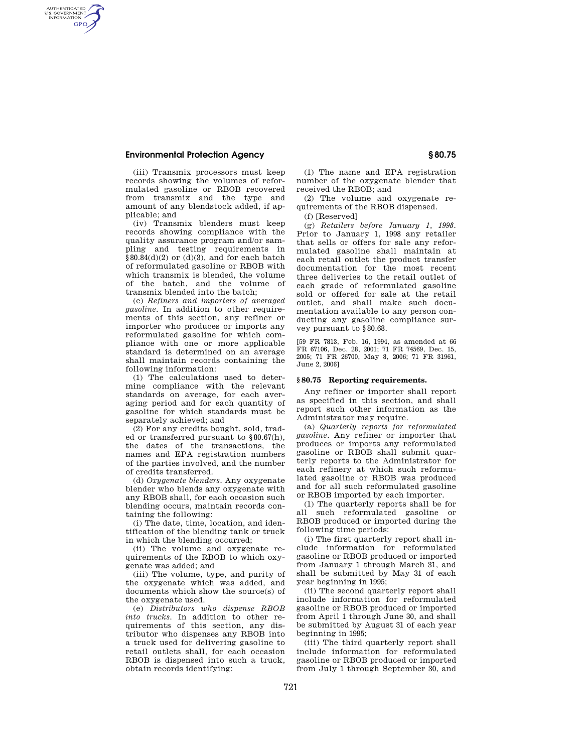(iii) Transmix processors must keep records showing the volumes of reformulated gasoline or RBOB recovered from transmix and the type and amount of any blendstock added, if applicable; and

(iv) Transmix blenders must keep records showing compliance with the quality assurance program and/or sampling and testing requirements in §80.84(d)(2) or (d)(3), and for each batch of reformulated gasoline or RBOB with which transmix is blended, the volume of the batch, and the volume of transmix blended into the batch;

(c) *Refiners and importers of averaged gasoline.* In addition to other requirements of this section, any refiner or importer who produces or imports any reformulated gasoline for which compliance with one or more applicable standard is determined on an average shall maintain records containing the following information:

(1) The calculations used to determine compliance with the relevant standards on average, for each averaging period and for each quantity of gasoline for which standards must be separately achieved; and

(2) For any credits bought, sold, traded or transferred pursuant to §80.67(h), the dates of the transactions, the names and EPA registration numbers of the parties involved, and the number of credits transferred.

(d) *Oxygenate blenders.* Any oxygenate blender who blends any oxygenate with any RBOB shall, for each occasion such blending occurs, maintain records containing the following:

(i) The date, time, location, and identification of the blending tank or truck in which the blending occurred;

(ii) The volume and oxygenate requirements of the RBOB to which oxygenate was added; and

(iii) The volume, type, and purity of the oxygenate which was added, and documents which show the source(s) of the oxygenate used.

(e) *Distributors who dispense RBOB into trucks.* In addition to other requirements of this section, any distributor who dispenses any RBOB into a truck used for delivering gasoline to retail outlets shall, for each occasion RBOB is dispensed into such a truck, obtain records identifying:

(1) The name and EPA registration number of the oxygenate blender that received the RBOB; and

(2) The volume and oxygenate requirements of the RBOB dispensed.

(f) [Reserved]

(g) *Retailers before January 1, 1998.* Prior to January 1, 1998 any retailer that sells or offers for sale any reformulated gasoline shall maintain at each retail outlet the product transfer documentation for the most recent three deliveries to the retail outlet of each grade of reformulated gasoline sold or offered for sale at the retail outlet, and shall make such documentation available to any person conducting any gasoline compliance survey pursuant to §80.68.

[59 FR 7813, Feb. 16, 1994, as amended at 66 FR 67106, Dec. 28, 2001; 71 FR 74569, Dec. 15, 2005; 71 FR 26700, May 8, 2006; 71 FR 31961, June 2, 2006]

## §80.75 Reporting requirements.

Any refiner or importer shall report as specified in this section, and shall report such other information as the Administrator may require.

(a) *Quarterly reports for reformulated gasoline.* Any refiner or importer that produces or imports any reformulated gasoline or RBOB shall submit quarterly reports to the Administrator for each refinery at which such reformulated gasoline or RBOB was produced and for all such reformulated gasoline or RBOB imported by each importer.

(1) The quarterly reports shall be for all such reformulated gasoline or RBOB produced or imported during the following time periods:

(i) The first quarterly report shall include information for reformulated gasoline or RBOB produced or imported from January 1 through March 31, and shall be submitted by May 31 of each year beginning in 1995;

(ii) The second quarterly report shall include information for reformulated gasoline or RBOB produced or imported from April 1 through June 30, and shall be submitted by August 31 of each year beginning in 1995;

(iii) The third quarterly report shall include information for reformulated gasoline or RBOB produced or imported from July 1 through September 30, and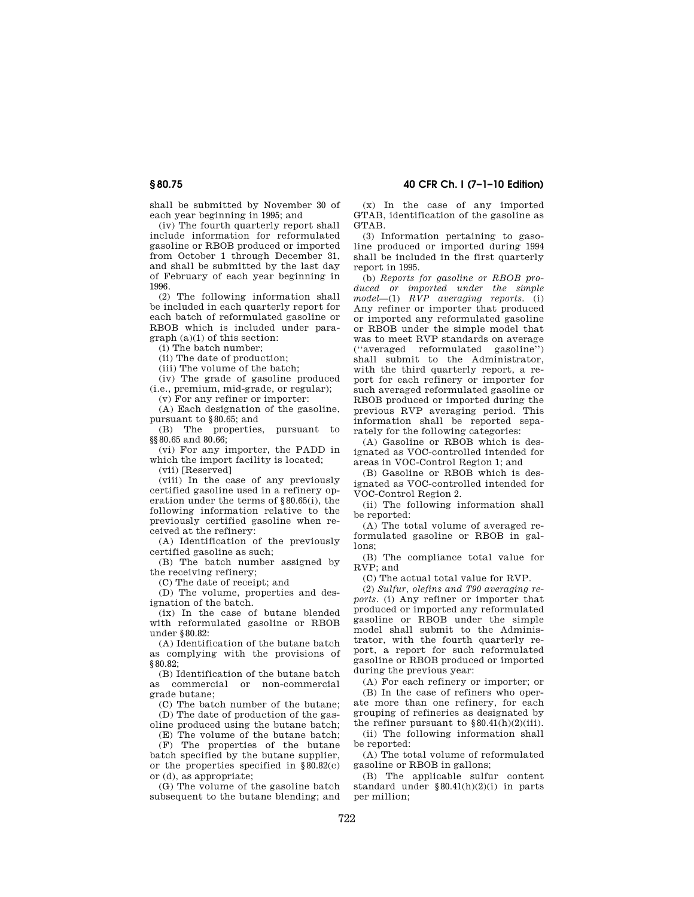shall be submitted by November 30 of each year beginning in 1995; and

(iv) The fourth quarterly report shall include information for reformulated gasoline or RBOB produced or imported from October 1 through December 31, and shall be submitted by the last day of February of each year beginning in 1996.

(2) The following information shall be included in each quarterly report for each batch of reformulated gasoline or RBOB which is included under paragraph (a)(1) of this section:

(i) The batch number;

(ii) The date of production;

(iii) The volume of the batch;

(iv) The grade of gasoline produced (i.e., premium, mid-grade, or regular);

(v) For any refiner or importer:

(A) Each designation of the gasoline, pursuant to §80.65; and

(B) The properties, pursuant to §§80.65 and 80.66;

(vi) For any importer, the PADD in which the import facility is located;

(vii) [Reserved]

(viii) In the case of any previously certified gasoline used in a refinery operation under the terms of §80.65(i), the following information relative to the previously certified gasoline when received at the refinery:

(A) Identification of the previously certified gasoline as such;

(B) The batch number assigned by the receiving refinery;

(C) The date of receipt; and

(D) The volume, properties and designation of the batch.

(ix) In the case of butane blended with reformulated gasoline or RBOB under §80.82:

(A) Identification of the butane batch as complying with the provisions of §80.82;

(B) Identification of the butane batch as commercial or non-commercial grade butane;

(C) The batch number of the butane;

(D) The date of production of the gasoline produced using the butane batch;

(E) The volume of the butane batch;

(F) The properties of the butane batch specified by the butane supplier, or the properties specified in §80.82(c) or (d), as appropriate;

(G) The volume of the gasoline batch subsequent to the butane blending; and

(x) In the case of any imported GTAB, identification of the gasoline as GTAB.

(3) Information pertaining to gasoline produced or imported during 1994 shall be included in the first quarterly report in 1995.

(b) *Reports for gasoline or RBOB produced or imported under the simple model*—(1) *RVP averaging reports.* (i) Any refiner or importer that produced or imported any reformulated gasoline or RBOB under the simple model that was to meet RVP standards on average (''averaged reformulated gasoline'') shall submit to the Administrator, with the third quarterly report, a report for each refinery or importer for such averaged reformulated gasoline or RBOB produced or imported during the previous RVP averaging period. This information shall be reported separately for the following categories:

(A) Gasoline or RBOB which is designated as VOC-controlled intended for areas in VOC-Control Region 1; and

(B) Gasoline or RBOB which is designated as VOC-controlled intended for VOC-Control Region 2.

(ii) The following information shall be reported:

(A) The total volume of averaged reformulated gasoline or RBOB in gallons;

(B) The compliance total value for RVP; and

(C) The actual total value for RVP.

(2) *Sulfur, olefins and T90 averaging reports.* (i) Any refiner or importer that produced or imported any reformulated gasoline or RBOB under the simple model shall submit to the Administrator, with the fourth quarterly report, a report for such reformulated gasoline or RBOB produced or imported during the previous year:

(A) For each refinery or importer; or

(B) In the case of refiners who operate more than one refinery, for each grouping of refineries as designated by the refiner pursuant to §80.41(h)(2)(iii).

(ii) The following information shall be reported:

(A) The total volume of reformulated gasoline or RBOB in gallons;

(B) The applicable sulfur content standard under §80.41(h)(2)(i) in parts per million;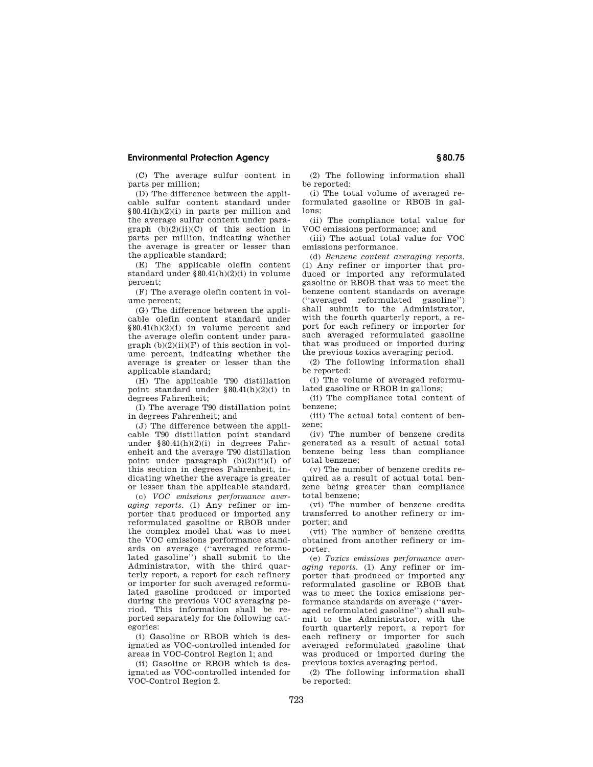(C) The average sulfur content in parts per million;

(D) The difference between the applicable sulfur content standard under §80.41(h)(2)(i) in parts per million and the average sulfur content under paragraph (b)(2)(ii)(C) of this section in parts per million, indicating whether the average is greater or lesser than the applicable standard;

(E) The applicable olefin content standard under §80.41(h)(2)(i) in volume percent;

(F) The average olefin content in volume percent;

(G) The difference between the applicable olefin content standard under §80.41(h)(2)(i) in volume percent and the average olefin content under paragraph (b)(2)(ii)(F) of this section in volume percent, indicating whether the average is greater or lesser than the applicable standard;

(H) The applicable T90 distillation point standard under §80.41(h)(2)(i) in degrees Fahrenheit;

(I) The average T90 distillation point in degrees Fahrenheit; and

(J) The difference between the applicable T90 distillation point standard under §80.41(h)(2)(i) in degrees Fahrenheit and the average T90 distillation point under paragraph (b)(2)(ii)(I) of this section in degrees Fahrenheit, indicating whether the average is greater or lesser than the applicable standard.

(c) *VOC emissions performance averaging reports.* (1) Any refiner or importer that produced or imported any reformulated gasoline or RBOB under the complex model that was to meet the VOC emissions performance standards on average (''averaged reformulated gasoline'') shall submit to the Administrator, with the third quarterly report, a report for each refinery or importer for such averaged reformulated gasoline produced or imported during the previous VOC averaging period. This information shall be reported separately for the following categories:

(i) Gasoline or RBOB which is designated as VOC-controlled intended for areas in VOC-Control Region 1; and

(ii) Gasoline or RBOB which is designated as VOC-controlled intended for VOC-Control Region 2.

(2) The following information shall be reported:

(i) The total volume of averaged reformulated gasoline or RBOB in gallons;

(ii) The compliance total value for VOC emissions performance; and

(iii) The actual total value for VOC emissions performance.

(d) *Benzene content averaging reports.* (1) Any refiner or importer that produced or imported any reformulated gasoline or RBOB that was to meet the benzene content standards on average (''averaged reformulated gasoline'') shall submit to the Administrator, with the fourth quarterly report, a report for each refinery or importer for such averaged reformulated gasoline that was produced or imported during the previous toxics averaging period.

(2) The following information shall be reported:

(i) The volume of averaged reformulated gasoline or RBOB in gallons;

(ii) The compliance total content of benzene;

(iii) The actual total content of benzene;

(iv) The number of benzene credits generated as a result of actual total benzene being less than compliance total benzene;

(v) The number of benzene credits required as a result of actual total benzene being greater than compliance total benzene;

(vi) The number of benzene credits transferred to another refinery or importer; and

(vii) The number of benzene credits obtained from another refinery or importer.

(e) *Toxics emissions performance averaging reports.* (1) Any refiner or importer that produced or imported any reformulated gasoline or RBOB that was to meet the toxics emissions performance standards on average (''averaged reformulated gasoline'') shall submit to the Administrator, with the fourth quarterly report, a report for each refinery or importer for such averaged reformulated gasoline that was produced or imported during the previous toxics averaging period.

(2) The following information shall be reported: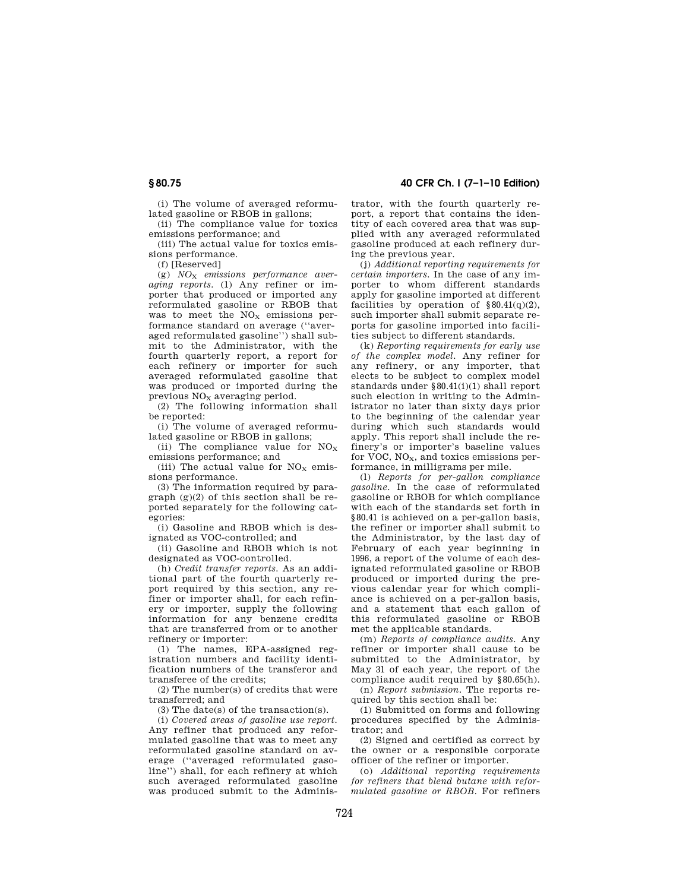(i) The volume of averaged reformulated gasoline or RBOB in gallons;

(ii) The compliance value for toxics emissions performance; and

(iii) The actual value for toxics emissions performance.

(f) [Reserved]

(g) *$NO_X$ emissions performance averaging reports.* (1) Any refiner or importer that produced or imported any reformulated gasoline or RBOB that was to meet the $NO_X$ emissions performance standard on average (''averaged reformulated gasoline'') shall submit to the Administrator, with the fourth quarterly report, a report for each refinery or importer for such averaged reformulated gasoline that was produced or imported during the previous $NO_X$ averaging period.

(2) The following information shall be reported:

(i) The volume of averaged reformulated gasoline or RBOB in gallons;

(ii) The compliance value for $NO_X$ emissions performance; and

(iii) The actual value for $NO_X$ emissions performance.

(3) The information required by paragraph (g)(2) of this section shall be reported separately for the following categories:

(i) Gasoline and RBOB which is designated as VOC-controlled; and

(ii) Gasoline and RBOB which is not designated as VOC-controlled.

(h) *Credit transfer reports.* As an additional part of the fourth quarterly report required by this section, any refiner or importer shall, for each refinery or importer, supply the following information for any benzene credits that are transferred from or to another refinery or importer:

(1) The names, EPA-assigned registration numbers and facility identification numbers of the transferor and transferee of the credits;

(2) The number(s) of credits that were transferred; and

(3) The date(s) of the transaction(s).

(i) *Covered areas of gasoline use report.* Any refiner that produced any reformulated gasoline that was to meet any reformulated gasoline standard on average (''averaged reformulated gasoline'') shall, for each refinery at which such averaged reformulated gasoline was produced submit to the Administrator, with the fourth quarterly report, a report that contains the identity of each covered area that was supplied with any averaged reformulated gasoline produced at each refinery during the previous year.

(j) *Additional reporting requirements for certain importers.* In the case of any importer to whom different standards apply for gasoline imported at different facilities by operation of §80.41(q)(2), such importer shall submit separate reports for gasoline imported into facilities subject to different standards.

(k) *Reporting requirements for early use of the complex model.* Any refiner for any refinery, or any importer, that elects to be subject to complex model standards under §80.41(i)(1) shall report such election in writing to the Administrator no later than sixty days prior to the beginning of the calendar year during which such standards would apply. This report shall include the refinery's or importer's baseline values for VOC, $NO_X$, and toxics emissions performance, in milligrams per mile.

(l) *Reports for per-gallon compliance gasoline.* In the case of reformulated gasoline or RBOB for which compliance with each of the standards set forth in §80.41 is achieved on a per-gallon basis, the refiner or importer shall submit to the Administrator, by the last day of February of each year beginning in 1996, a report of the volume of each designated reformulated gasoline or RBOB produced or imported during the previous calendar year for which compliance is achieved on a per-gallon basis, and a statement that each gallon of this reformulated gasoline or RBOB met the applicable standards.

(m) *Reports of compliance audits.* Any refiner or importer shall cause to be submitted to the Administrator, by May 31 of each year, the report of the compliance audit required by §80.65(h).

(n) *Report submission.* The reports required by this section shall be:

(1) Submitted on forms and following procedures specified by the Administrator; and

(2) Signed and certified as correct by the owner or a responsible corporate officer of the refiner or importer.

(o) *Additional reporting requirements for refiners that blend butane with reformulated gasoline or RBOB.* For refiners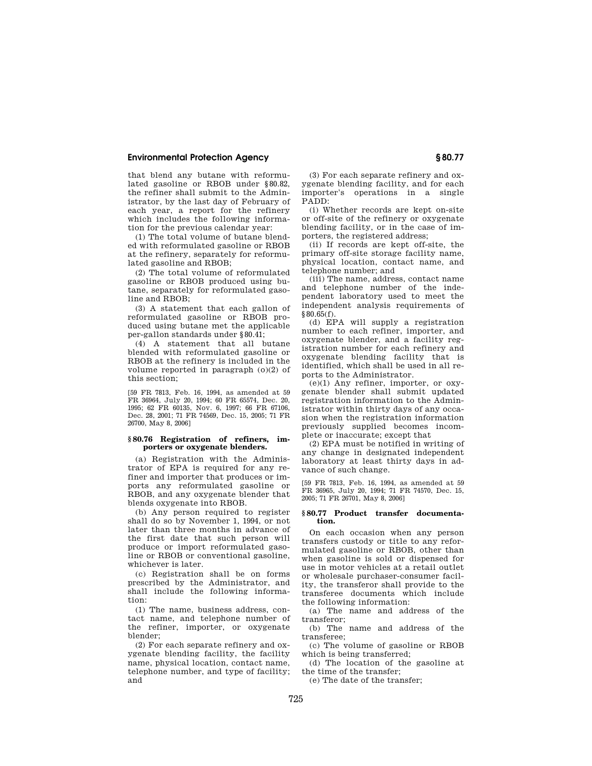that blend any butane with reformulated gasoline or RBOB under §80.82, the refiner shall submit to the Administrator, by the last day of February of each year, a report for the refinery which includes the following information for the previous calendar year:

(1) The total volume of butane blended with reformulated gasoline or RBOB at the refinery, separately for reformulated gasoline and RBOB;

(2) The total volume of reformulated gasoline or RBOB produced using butane, separately for reformulated gasoline and RBOB;

(3) A statement that each gallon of reformulated gasoline or RBOB produced using butane met the applicable per-gallon standards under §80.41;

(4) A statement that all butane blended with reformulated gasoline or RBOB at the refinery is included in the volume reported in paragraph (o)(2) of this section;

[59 FR 7813, Feb. 16, 1994, as amended at 59 FR 36964, July 20, 1994; 60 FR 65574, Dec. 20, 1995; 62 FR 60135, Nov. 6, 1997; 66 FR 67106, Dec. 28, 2001; 71 FR 74569, Dec. 15, 2005; 71 FR 26700, May 8, 2006]

### § 80.76 Registration of refiners, importers or oxygenate blenders.

(a) Registration with the Administrator of EPA is required for any refiner and importer that produces or imports any reformulated gasoline or RBOB, and any oxygenate blender that blends oxygenate into RBOB.

(b) Any person required to register shall do so by November 1, 1994, or not later than three months in advance of the first date that such person will produce or import reformulated gasoline or RBOB or conventional gasoline, whichever is later.

(c) Registration shall be on forms prescribed by the Administrator, and shall include the following information:

(1) The name, business address, contact name, and telephone number of the refiner, importer, or oxygenate blender;

(2) For each separate refinery and oxygenate blending facility, the facility name, physical location, contact name, telephone number, and type of facility; and

(3) For each separate refinery and oxygenate blending facility, and for each importer's operations in a single PADD:

(i) Whether records are kept on-site or off-site of the refinery or oxygenate blending facility, or in the case of importers, the registered address;

(ii) If records are kept off-site, the primary off-site storage facility name, physical location, contact name, and telephone number; and

(iii) The name, address, contact name and telephone number of the independent laboratory used to meet the independent analysis requirements of §80.65(f).

(d) EPA will supply a registration number to each refiner, importer, and oxygenate blender, and a facility registration number for each refinery and oxygenate blending facility that is identified, which shall be used in all reports to the Administrator.

(e)(1) Any refiner, importer, or oxygenate blender shall submit updated registration information to the Administrator within thirty days of any occasion when the registration information previously supplied becomes incomplete or inaccurate; except that

(2) EPA must be notified in writing of any change in designated independent laboratory at least thirty days in advance of such change.

[59 FR 7813, Feb. 16, 1994, as amended at 59 FR 36965, July 20, 1994; 71 FR 74570, Dec. 15, 2005; 71 FR 26701, May 8, 2006]

### § 80.77 Product transfer documentation.

On each occasion when any person transfers custody or title to any reformulated gasoline or RBOB, other than when gasoline is sold or dispensed for use in motor vehicles at a retail outlet or wholesale purchaser-consumer facility, the transferor shall provide to the transferee documents which include the following information:

(a) The name and address of the transferor;

(b) The name and address of the transferee;

(c) The volume of gasoline or RBOB which is being transferred;

(d) The location of the gasoline at the time of the transfer;

(e) The date of the transfer;